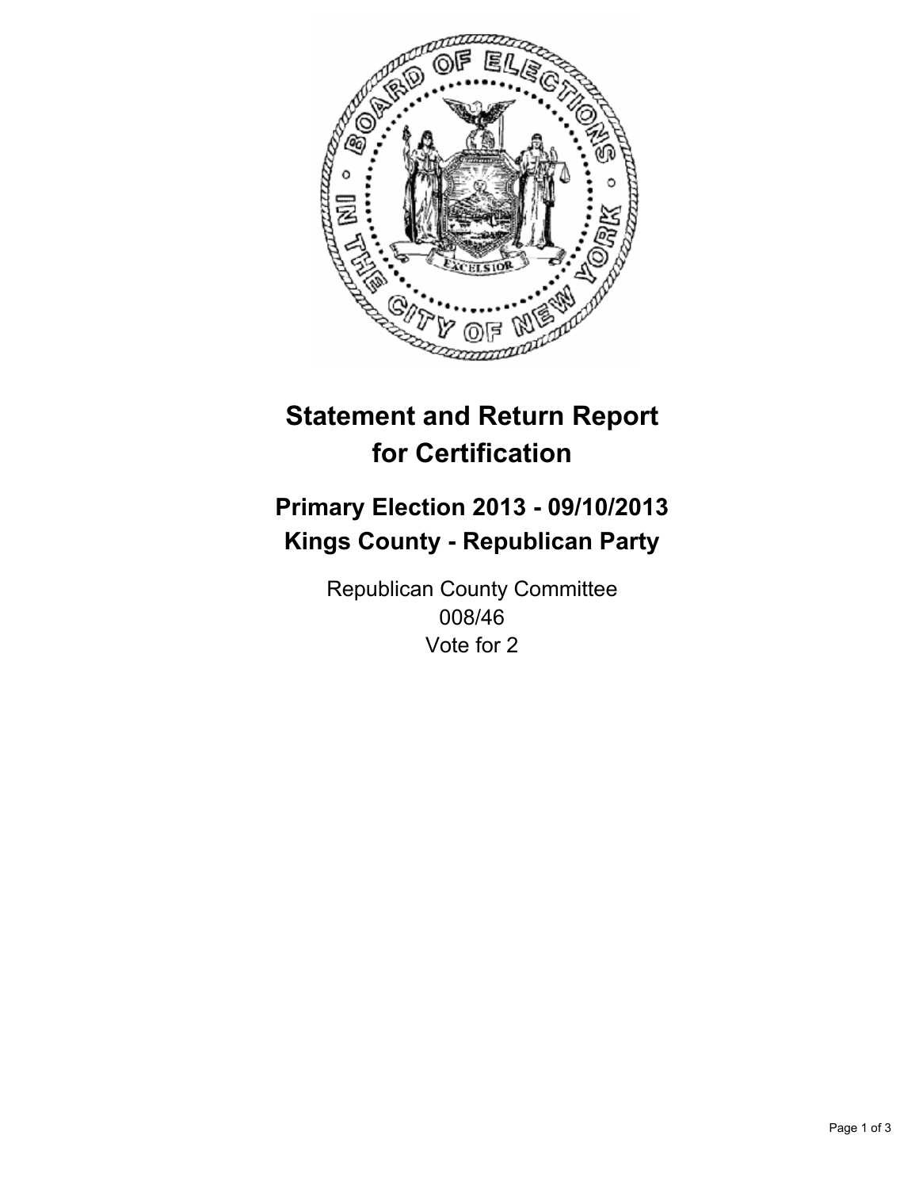# Statement and Return Report for Certification

## Primary Election 2013 - 09/10/2013
## Kings County - Republican Party

Republican County Committee
008/46
Vote for 2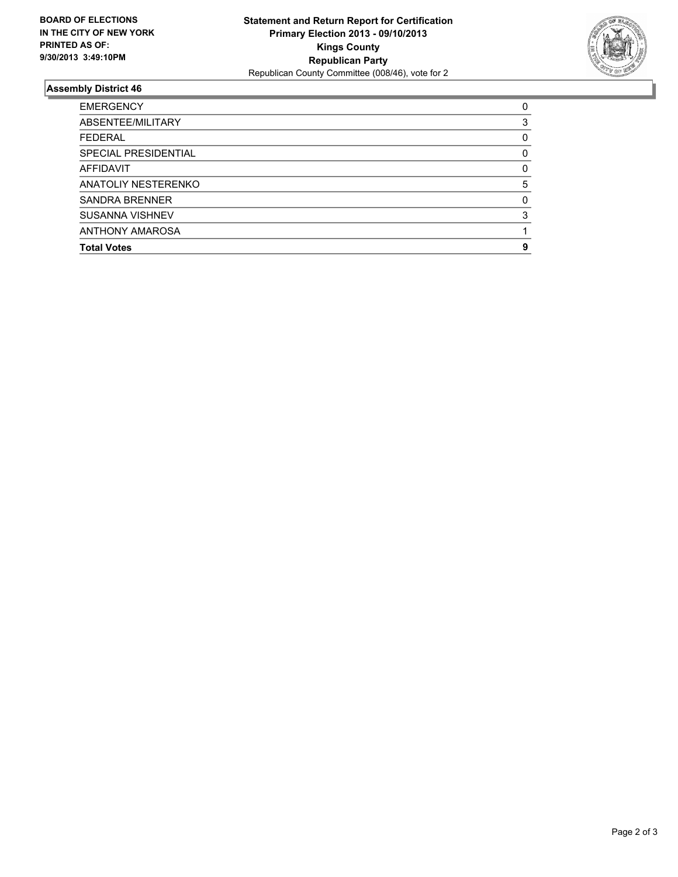**BOARD OF ELECTIONS IN THE CITY OF NEW YORK PRINTED AS OF: 9/30/2013 3:49:10PM**

**Statement and Return Report for Certification**
**Primary Election 2013 - 09/10/2013**
**Kings County**
**Republican Party**
Republican County Committee (008/46), vote for 2

**Assembly District 46**

| | |
|---|---|
| EMERGENCY | 0 |
| ABSENTEE/MILITARY | 3 |
| FEDERAL | 0 |
| SPECIAL PRESIDENTIAL | 0 |
| AFFIDAVIT | 0 |
| ANATOLIY NESTERENKO | 5 |
| SANDRA BRENNER | 0 |
| SUSANNA VISHNEV | 3 |
| ANTHONY AMAROSA | 1 |
| **Total Votes** | **9** |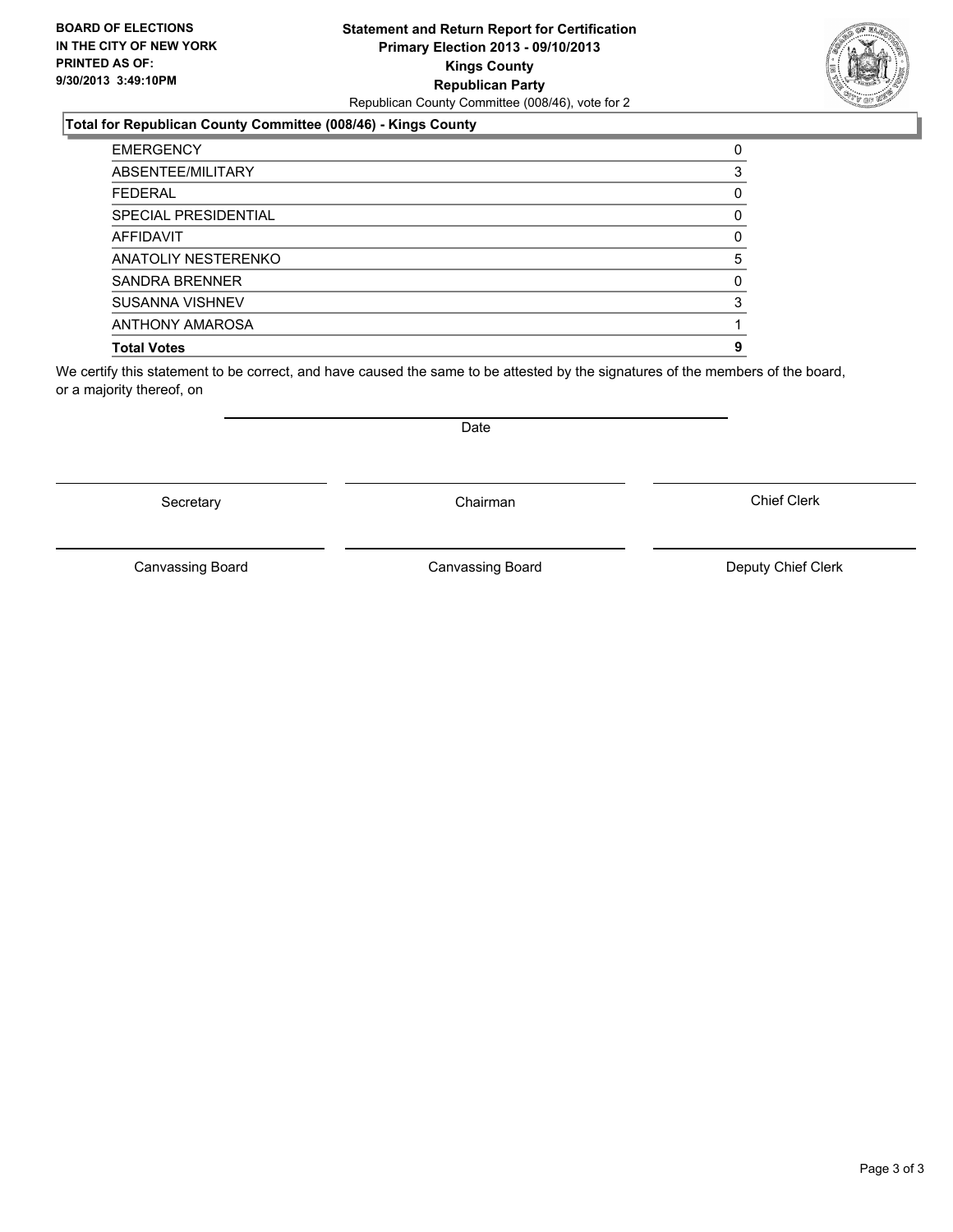**BOARD OF ELECTIONS IN THE CITY OF NEW YORK PRINTED AS OF: 9/30/2013 3:49:10PM**

**Statement and Return Report for Certification**
**Primary Election 2013 - 09/10/2013**
**Kings County**
**Republican Party**
Republican County Committee (008/46), vote for 2

**Total for Republican County Committee (008/46) - Kings County**

| | |
|---|---|
| EMERGENCY | 0 |
| ABSENTEE/MILITARY | 3 |
| FEDERAL | 0 |
| SPECIAL PRESIDENTIAL | 0 |
| AFFIDAVIT | 0 |
| ANATOLIY NESTERENKO | 5 |
| SANDRA BRENNER | 0 |
| SUSANNA VISHNEV | 3 |
| ANTHONY AMAROSA | 1 |
| **Total Votes** | **9** |

We certify this statement to be correct, and have caused the same to be attested by the signatures of the members of the board, or a majority thereof, on

Date

Secretary | Chairman | Chief Clerk

Canvassing Board | Canvassing Board | Deputy Chief Clerk